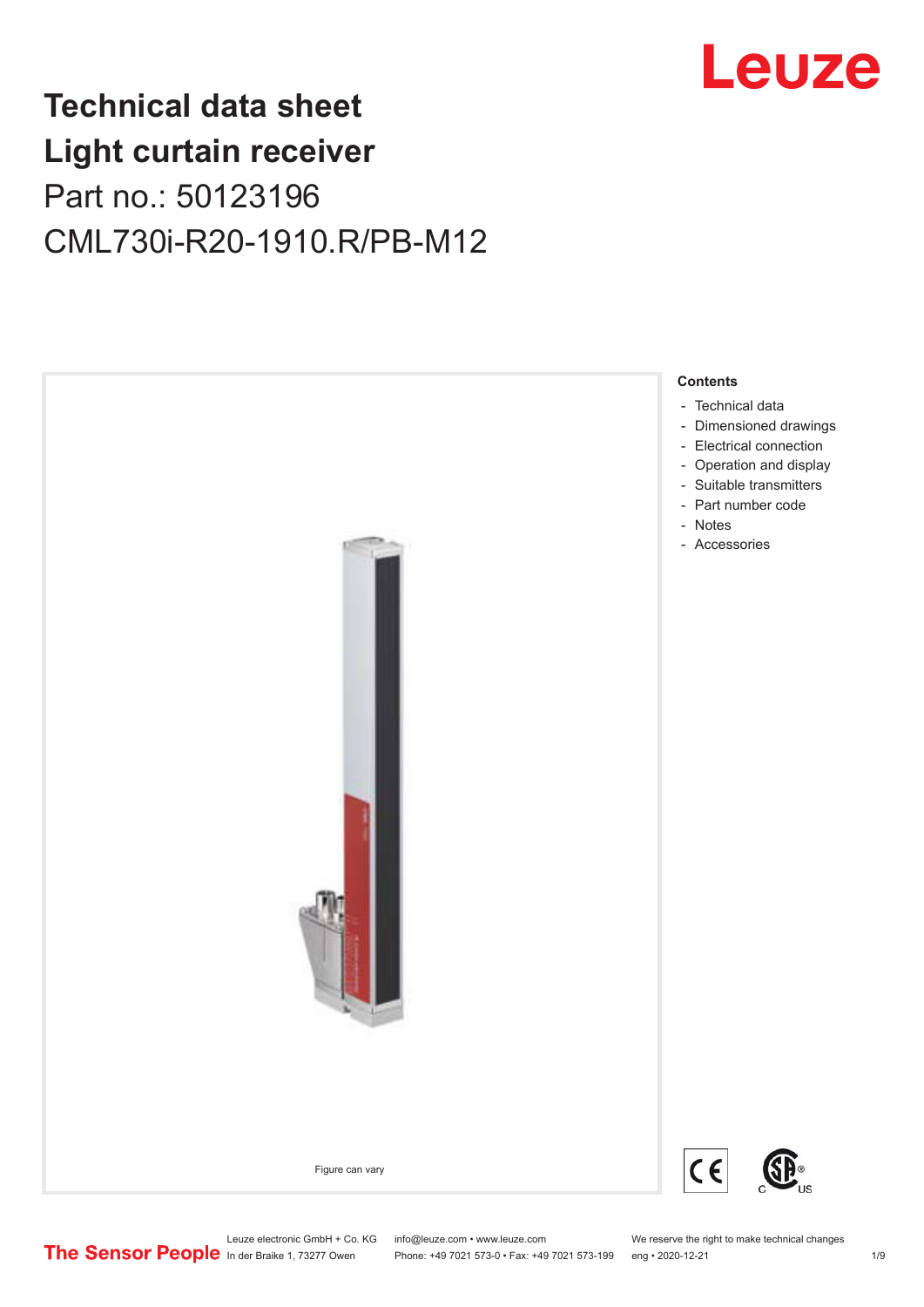# Technical data sheet
# Light curtain receiver

Part no.: 50123196

CML730i-R20-1910.R/PB-M12

Figure can vary

**Contents**

- Technical data
- Dimensioned drawings
- Electrical connection
- Operation and display
- Suitable transmitters
- Part number code
- Notes
- Accessories

Leuze electronic GmbH + Co. KG
In der Braike 1, 73277 Owen

info@leuze.com • www.leuze.com
Phone: +49 7021 573-0 • Fax: +49 7021 573-199

We reserve the right to make technical changes
eng • 2020-12-21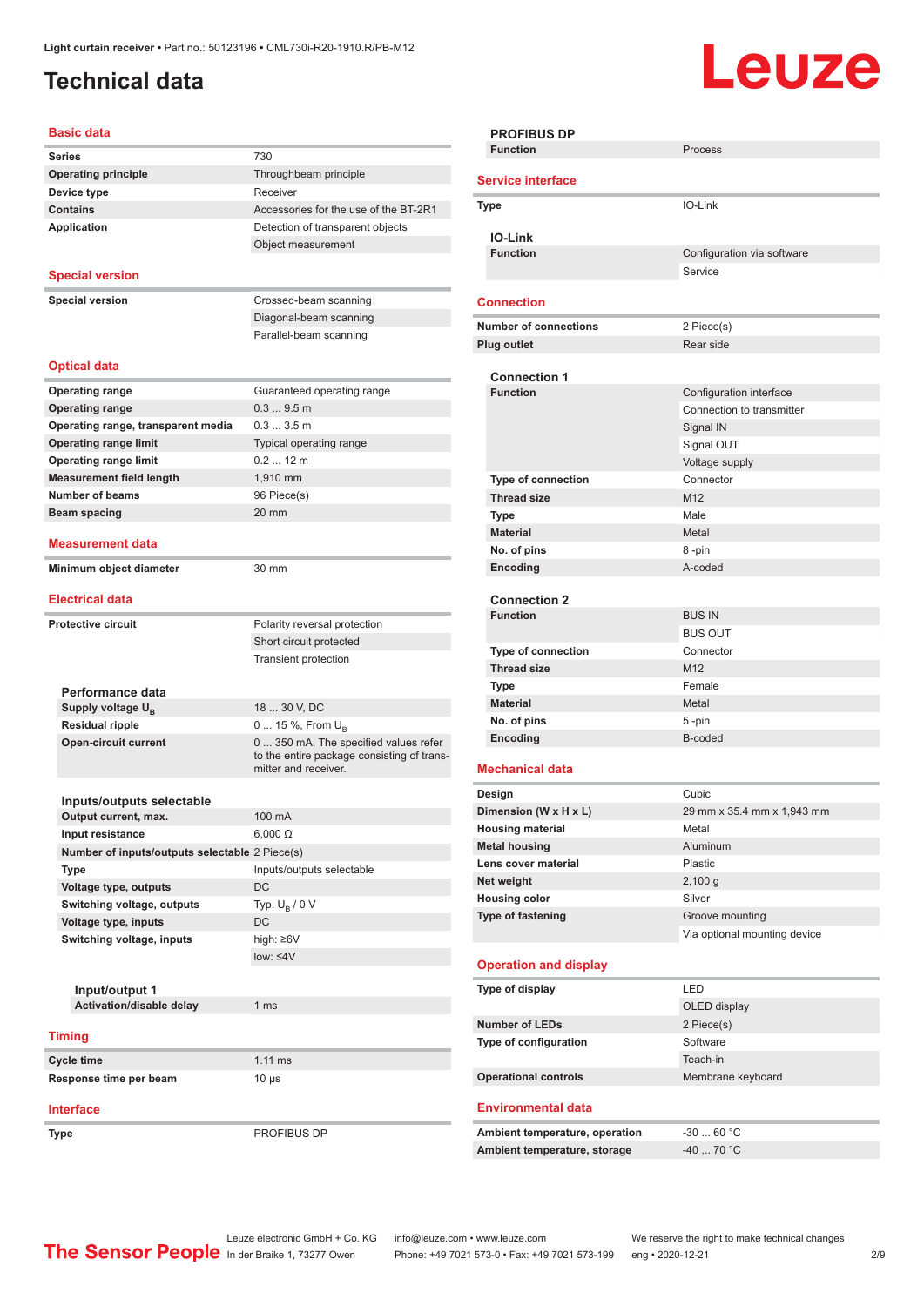# Technical data

## Basic data

| | |
|---|---|
| **Series** | 730 |
| **Operating principle** | Throughbeam principle |
| **Device type** | Receiver |
| **Contains** | Accessories for the use of the BT-2R1 |
| **Application** | Detection of transparent objects |
| | Object measurement |

## Special version

| | |
|---|---|
| **Special version** | Crossed-beam scanning |
| | Diagonal-beam scanning |
| | Parallel-beam scanning |

## Optical data

| | |
|---|---|
| **Operating range** | Guaranteed operating range |
| **Operating range** | 0.3 ... 9.5 m |
| **Operating range, transparent media** | 0.3 ... 3.5 m |
| **Operating range limit** | Typical operating range |
| **Operating range limit** | 0.2 ... 12 m |
| **Measurement field length** | 1,910 mm |
| **Number of beams** | 96 Piece(s) |
| **Beam spacing** | 20 mm |

## Measurement data

| | |
|---|---|
| **Minimum object diameter** | 30 mm |

## Electrical data

| | |
|---|---|
| **Protective circuit** | Polarity reversal protection |
| | Short circuit protected |
| | Transient protection |

### Performance data

| | |
|---|---|
| **Supply voltage $U_B$** | 18 ... 30 V, DC |
| **Residual ripple** | 0 ... 15 %, From $U_B$ |
| **Open-circuit current** | 0 ... 350 mA, The specified values refer to the entire package consisting of transmitter and receiver. |

### Inputs/outputs selectable

| | |
|---|---|
| **Output current, max.** | 100 mA |
| **Input resistance** | 6,000 Ω |
| **Number of inputs/outputs selectable** | 2 Piece(s) |
| **Type** | Inputs/outputs selectable |
| **Voltage type, outputs** | DC |
| **Switching voltage, outputs** | Typ. $U_B$ / 0 V |
| **Voltage type, inputs** | DC |
| **Switching voltage, inputs** | high: ≥6V |
| | low: ≤4V |

#### Input/output 1

| | |
|---|---|
| **Activation/disable delay** | 1 ms |

## Timing

| | |
|---|---|
| **Cycle time** | 1.11 ms |
| **Response time per beam** | 10 µs |

## Interface

| | |
|---|---|
| **Type** | PROFIBUS DP |

### PROFIBUS DP

| | |
|---|---|
| **Function** | Process |

## Service interface

| | |
|---|---|
| **Type** | IO-Link |

### IO-Link

| | |
|---|---|
| **Function** | Configuration via software |
| | Service |

## Connection

| | |
|---|---|
| **Number of connections** | 2 Piece(s) |
| **Plug outlet** | Rear side |

### Connection 1

| | |
|---|---|
| **Function** | Configuration interface |
| | Connection to transmitter |
| | Signal IN |
| | Signal OUT |
| | Voltage supply |
| **Type of connection** | Connector |
| **Thread size** | M12 |
| **Type** | Male |
| **Material** | Metal |
| **No. of pins** | 8 -pin |
| **Encoding** | A-coded |

### Connection 2

| | |
|---|---|
| **Function** | BUS IN |
| | BUS OUT |
| **Type of connection** | Connector |
| **Thread size** | M12 |
| **Type** | Female |
| **Material** | Metal |
| **No. of pins** | 5 -pin |
| **Encoding** | B-coded |

## Mechanical data

| | |
|---|---|
| **Design** | Cubic |
| **Dimension (W x H x L)** | 29 mm x 35.4 mm x 1,943 mm |
| **Housing material** | Metal |
| **Metal housing** | Aluminum |
| **Lens cover material** | Plastic |
| **Net weight** | 2,100 g |
| **Housing color** | Silver |
| **Type of fastening** | Groove mounting |
| | Via optional mounting device |

## Operation and display

| | |
|---|---|
| **Type of display** | LED |
| | OLED display |
| **Number of LEDs** | 2 Piece(s) |
| **Type of configuration** | Software |
| | Teach-in |
| **Operational controls** | Membrane keyboard |

## Environmental data

| | |
|---|---|
| **Ambient temperature, operation** | -30 ... 60 °C |
| **Ambient temperature, storage** | -40 ... 70 °C |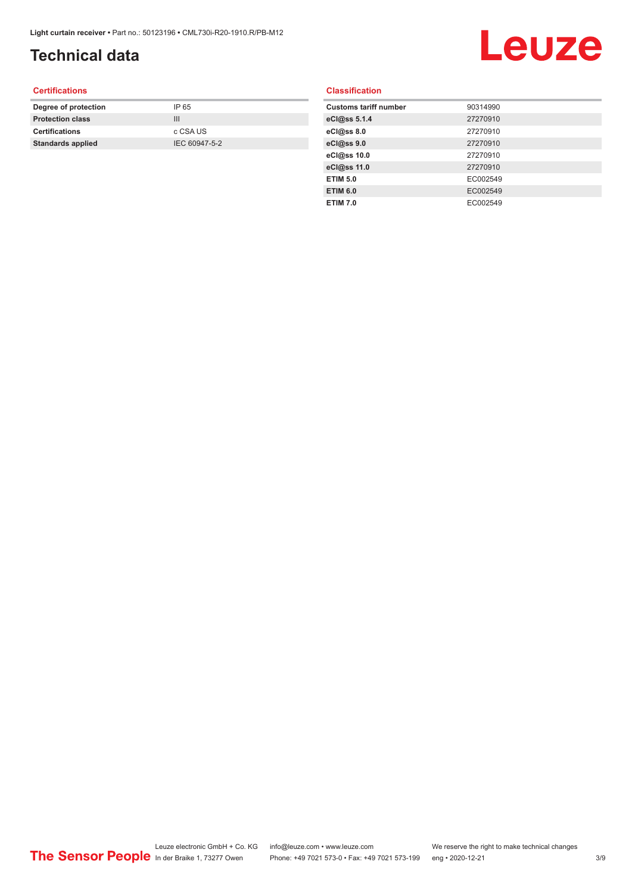# Technical data

### Certifications

| | |
|---|---|
| **Degree of protection** | IP 65 |
| **Protection class** | III |
| **Certifications** | c CSA US |
| **Standards applied** | IEC 60947-5-2 |

### Classification

| | |
|---|---|
| **Customs tariff number** | 90314990 |
| **eCl@ss 5.1.4** | 27270910 |
| **eCl@ss 8.0** | 27270910 |
| **eCl@ss 9.0** | 27270910 |
| **eCl@ss 10.0** | 27270910 |
| **eCl@ss 11.0** | 27270910 |
| **ETIM 5.0** | EC002549 |
| **ETIM 6.0** | EC002549 |
| **ETIM 7.0** | EC002549 |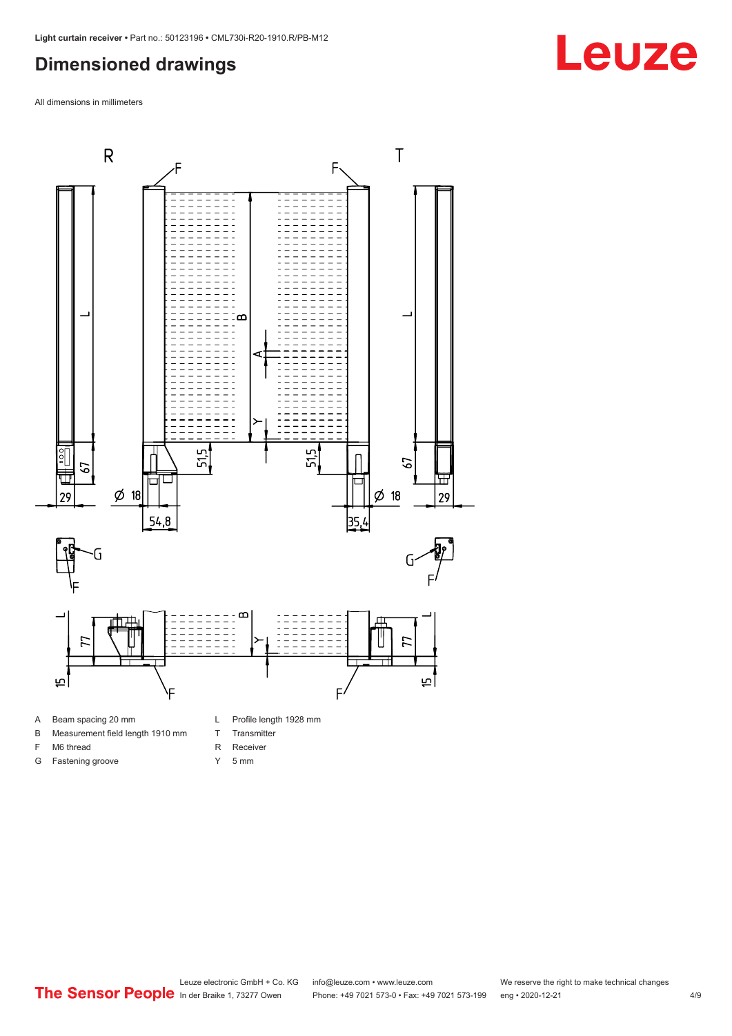## Dimensioned drawings

All dimensions in millimeters

A Beam spacing 20 mm

B Measurement field length 1910 mm

F M6 thread

G Fastening groove

L Profile length 1928 mm

T Transmitter

R Receiver

Y 5 mm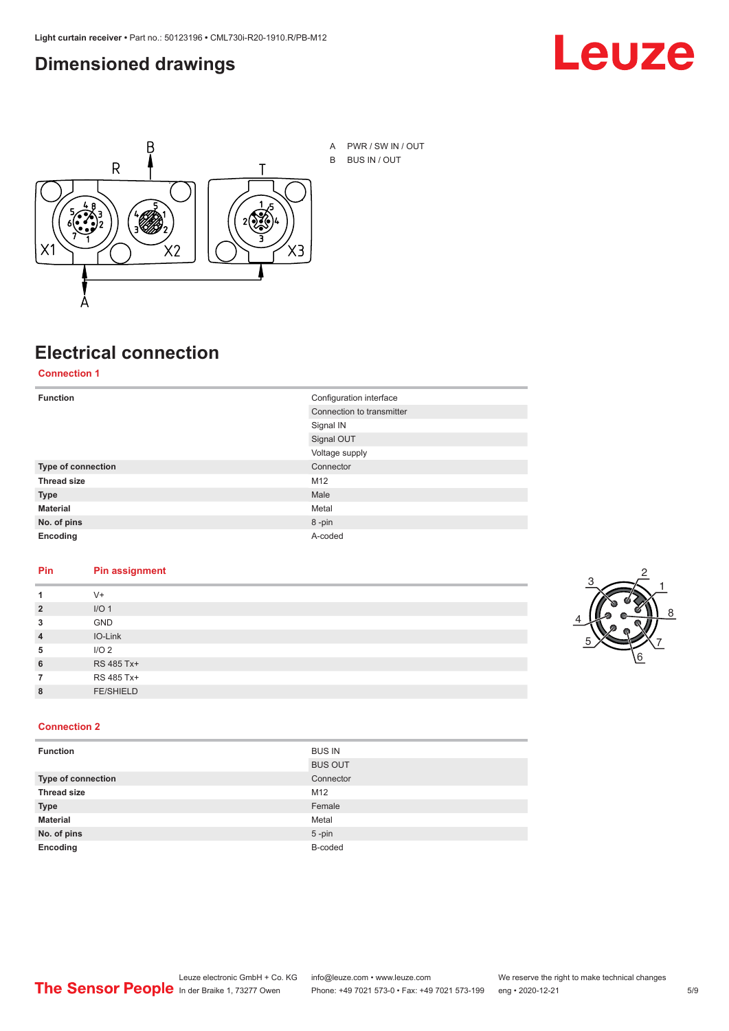## Dimensioned drawings

A PWR / SW IN / OUT

B BUS IN / OUT

## Electrical connection

### Connection 1

| | |
|---|---|
| **Function** | Configuration interface |
| | Connection to transmitter |
| | Signal IN |
| | Signal OUT |
| | Voltage supply |
| **Type of connection** | Connector |
| **Thread size** | M12 |
| **Type** | Male |
| **Material** | Metal |
| **No. of pins** | 8 -pin |
| **Encoding** | A-coded |

| Pin | Pin assignment |
|---|---|
| **1** | V+ |
| **2** | I/O 1 |
| **3** | GND |
| **4** | IO-Link |
| **5** | I/O 2 |
| **6** | RS 485 Tx+ |
| **7** | RS 485 Tx+ |
| **8** | FE/SHIELD |

### Connection 2

| | |
|---|---|
| **Function** | BUS IN |
| | BUS OUT |
| **Type of connection** | Connector |
| **Thread size** | M12 |
| **Type** | Female |
| **Material** | Metal |
| **No. of pins** | 5 -pin |
| **Encoding** | B-coded |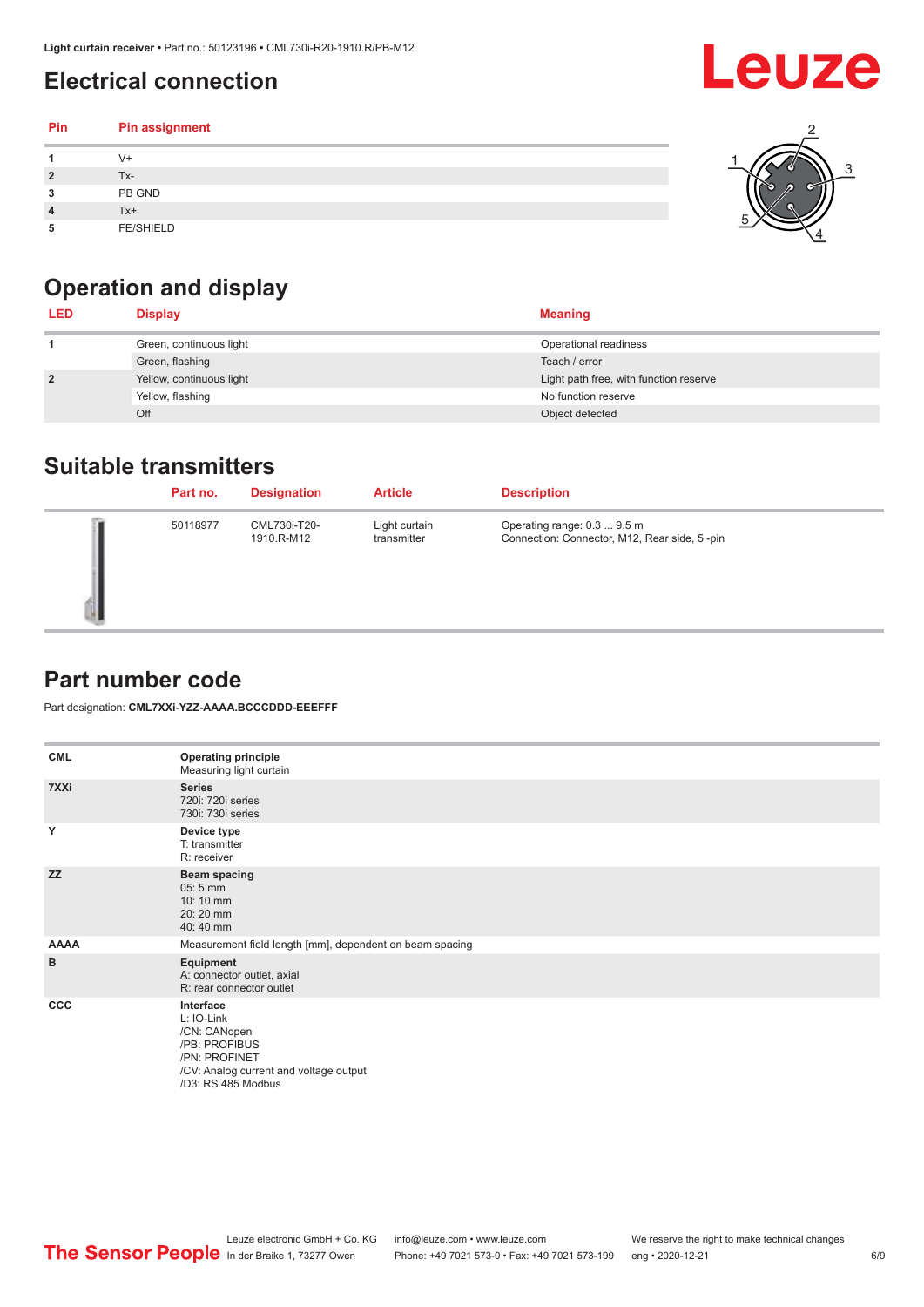## Electrical connection

| Pin | Pin assignment |
|---|---|
| 1 | V+ |
| 2 | Tx- |
| 3 | PB GND |
| 4 | Tx+ |
| 5 | FE/SHIELD |

## Operation and display

| LED | Display | Meaning |
|---|---|---|
| 1 | Green, continuous light | Operational readiness |
| | Green, flashing | Teach / error |
| 2 | Yellow, continuous light | Light path free, with function reserve |
| | Yellow, flashing | No function reserve |
| | Off | Object detected |

## Suitable transmitters

| Part no. | Designation | Article | Description |
|---|---|---|---|
| 50118977 | CML730i-T20-1910.R-M12 | Light curtain transmitter | Operating range: 0.3 ... 9.5 m<br>Connection: Connector, M12, Rear side, 5 -pin |

## Part number code

Part designation: **CML7XXi-YZZ-AAAA.BCCCDDD-EEEFFF**

| | |
|---|---|
| CML | **Operating principle**<br>Measuring light curtain |
| 7XXi | **Series**<br>720i: 720i series<br>730i: 730i series |
| Y | **Device type**<br>T: transmitter<br>R: receiver |
| ZZ | **Beam spacing**<br>05: 5 mm<br>10: 10 mm<br>20: 20 mm<br>40: 40 mm |
| AAAA | Measurement field length [mm], dependent on beam spacing |
| B | **Equipment**<br>A: connector outlet, axial<br>R: rear connector outlet |
| CCC | **Interface**<br>L: IO-Link<br>/CN: CANopen<br>/PB: PROFIBUS<br>/PN: PROFINET<br>/CV: Analog current and voltage output<br>/D3: RS 485 Modbus |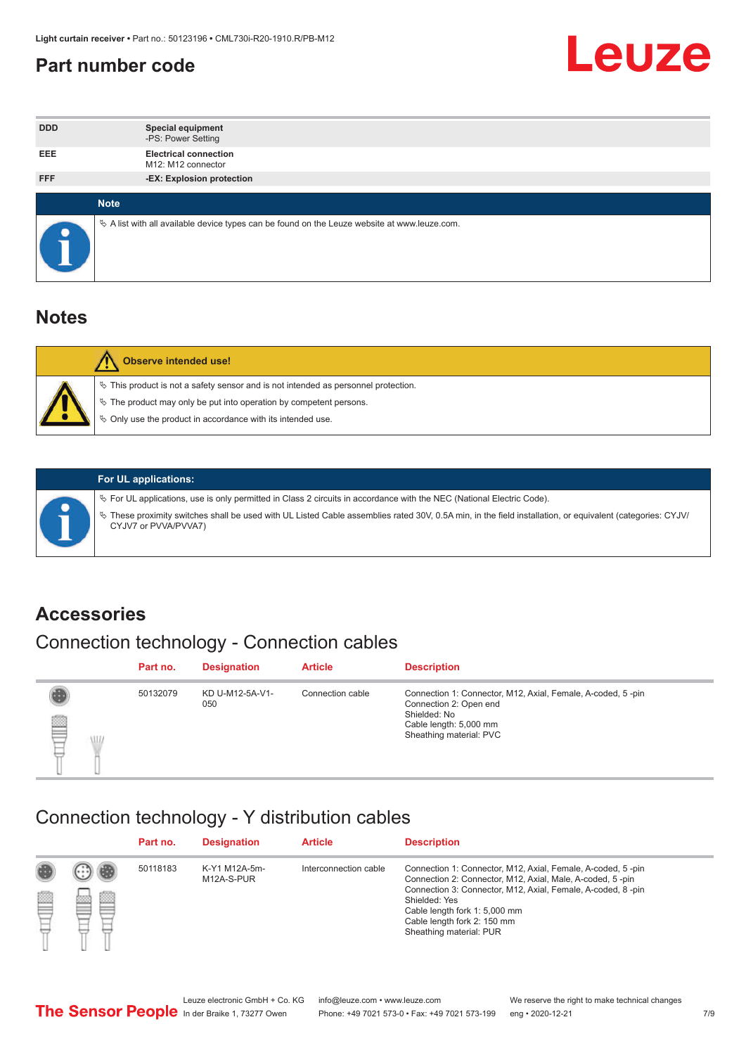## Part number code

| | |
|---|---|
| DDD | **Special equipment**<br>-PS: Power Setting |
| EEE | **Electrical connection**<br>M12: M12 connector |
| FFF | **-EX: Explosion protection** |

**Note**

- A list with all available device types can be found on the Leuze website at www.leuze.com.

## Notes

**Observe intended use!**

- This product is not a safety sensor and is not intended as personnel protection.
- The product may only be put into operation by competent persons.
- Only use the product in accordance with its intended use.

**For UL applications:**

- For UL applications, use is only permitted in Class 2 circuits in accordance with the NEC (National Electric Code).
- These proximity switches shall be used with UL Listed Cable assemblies rated 30V, 0.5A min, in the field installation, or equivalent (categories: CYJV/CYJV7 or PVVA/PVVA7)

## Accessories

### Connection technology - Connection cables

| Part no. | Designation | Article | Description |
|---|---|---|---|
| 50132079 | KD U-M12-5A-V1-050 | Connection cable | Connection 1: Connector, M12, Axial, Female, A-coded, 5 -pin<br>Connection 2: Open end<br>Shielded: No<br>Cable length: 5,000 mm<br>Sheathing material: PVC |

### Connection technology - Y distribution cables

| Part no. | Designation | Article | Description |
|---|---|---|---|
| 50118183 | K-Y1 M12A-5m-M12A-S-PUR | Interconnection cable | Connection 1: Connector, M12, Axial, Female, A-coded, 5 -pin<br>Connection 2: Connector, M12, Axial, Male, A-coded, 5 -pin<br>Connection 3: Connector, M12, Axial, Female, A-coded, 8 -pin<br>Shielded: Yes<br>Cable length fork 1: 5,000 mm<br>Cable length fork 2: 150 mm<br>Sheathing material: PUR |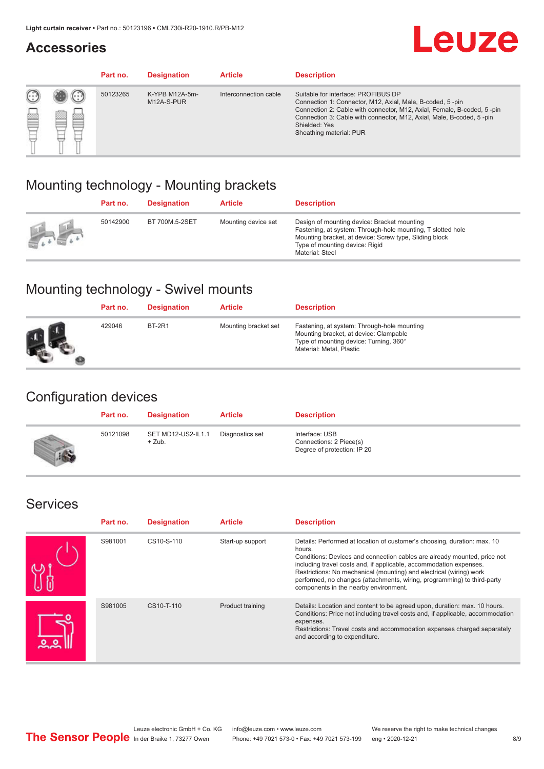## Accessories

| Part no. | Designation | Article | Description |
|---|---|---|---|
| 50123265 | K-YPB M12A-5m-M12A-S-PUR | Interconnection cable | Suitable for interface: PROFIBUS DP<br>Connection 1: Connector, M12, Axial, Male, B-coded, 5 -pin<br>Connection 2: Cable with connector, M12, Axial, Female, B-coded, 5 -pin<br>Connection 3: Cable with connector, M12, Axial, Male, B-coded, 5 -pin<br>Shielded: Yes<br>Sheathing material: PUR |

## Mounting technology - Mounting brackets

| Part no. | Designation | Article | Description |
|---|---|---|---|
| 50142900 | BT 700M.5-2SET | Mounting device set | Design of mounting device: Bracket mounting<br>Fastening, at system: Through-hole mounting, T slotted hole<br>Mounting bracket, at device: Screw type, Sliding block<br>Type of mounting device: Rigid<br>Material: Steel |

## Mounting technology - Swivel mounts

| Part no. | Designation | Article | Description |
|---|---|---|---|
| 429046 | BT-2R1 | Mounting bracket set | Fastening, at system: Through-hole mounting<br>Mounting bracket, at device: Clampable<br>Type of mounting device: Turning, 360°<br>Material: Metal, Plastic |

## Configuration devices

| Part no. | Designation | Article | Description |
|---|---|---|---|
| 50121098 | SET MD12-US2-IL1.1 + Zub. | Diagnostics set | Interface: USB<br>Connections: 2 Piece(s)<br>Degree of protection: IP 20 |

## Services

| Part no. | Designation | Article | Description |
|---|---|---|---|
| S981001 | CS10-S-110 | Start-up support | Details: Performed at location of customer's choosing, duration: max. 10 hours.<br>Conditions: Devices and connection cables are already mounted, price not including travel costs and, if applicable, accommodation expenses.<br>Restrictions: No mechanical (mounting) and electrical (wiring) work performed, no changes (attachments, wiring, programming) to third-party components in the nearby environment. |
| S981005 | CS10-T-110 | Product training | Details: Location and content to be agreed upon, duration: max. 10 hours.<br>Conditions: Price not including travel costs and, if applicable, accommodation expenses.<br>Restrictions: Travel costs and accommodation expenses charged separately and according to expenditure. |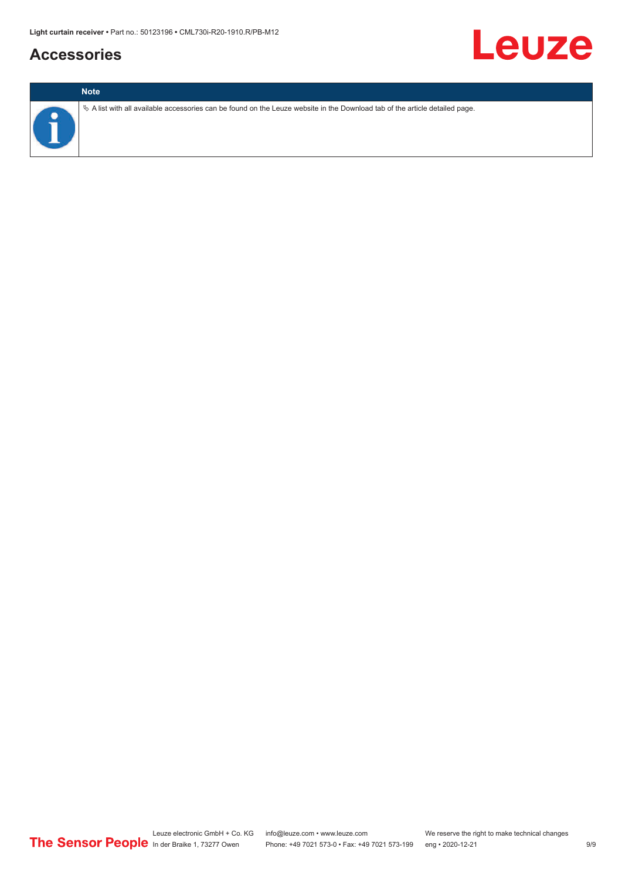## Accessories

| Note |
| --- |
| ✎ A list with all available accessories can be found on the Leuze website in the Download tab of the article detailed page. |